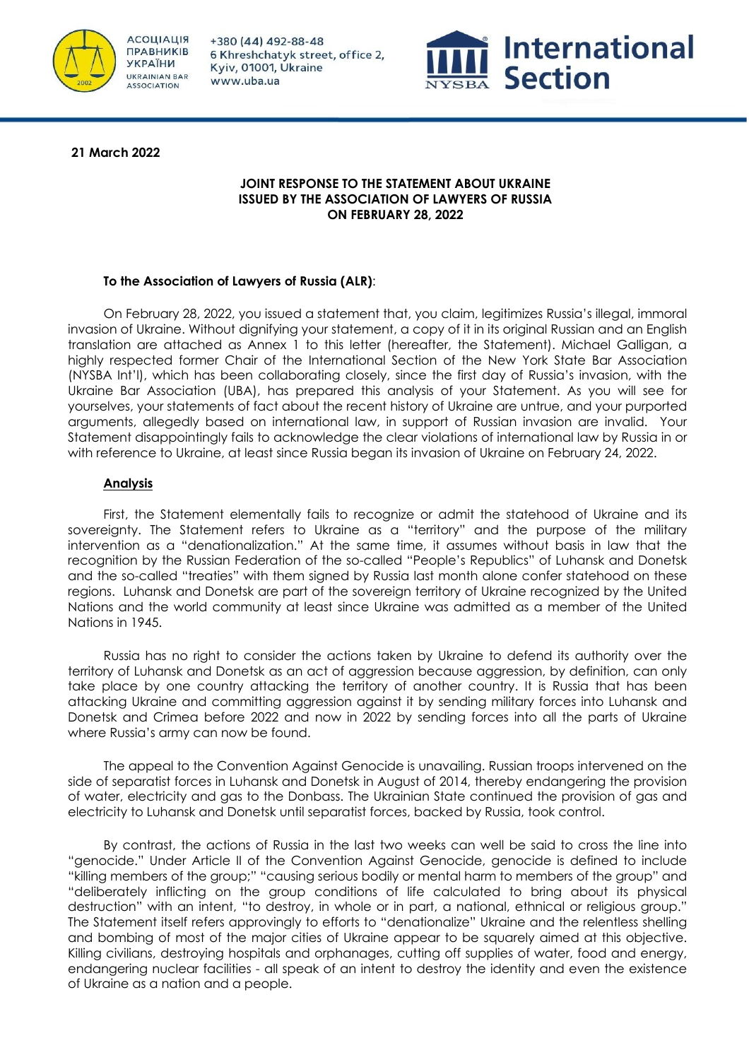АСОЦІАЦІЯ ПРАВНИКІВ УКРАЇНИ
UKRAINIAN BAR ASSOCIATION

+380 (44) 492-88-48
6 Khreshchatyk street, office 2,
Kyiv, 01001, Ukraine
www.uba.ua

NYSBA International Section

**21 March 2022**

**JOINT RESPONSE TO THE STATEMENT ABOUT UKRAINE
ISSUED BY THE ASSOCIATION OF LAWYERS OF RUSSIA
ON FEBRUARY 28, 2022**

**To the Association of Lawyers of Russia (ALR)**:

On February 28, 2022, you issued a statement that, you claim, legitimizes Russia's illegal, immoral invasion of Ukraine. Without dignifying your statement, a copy of it in its original Russian and an English translation are attached as Annex 1 to this letter (hereafter, the Statement). Michael Galligan, a highly respected former Chair of the International Section of the New York State Bar Association (NYSBA Int'l), which has been collaborating closely, since the first day of Russia's invasion, with the Ukraine Bar Association (UBA), has prepared this analysis of your Statement. As you will see for yourselves, your statements of fact about the recent history of Ukraine are untrue, and your purported arguments, allegedly based on international law, in support of Russian invasion are invalid. Your Statement disappointingly fails to acknowledge the clear violations of international law by Russia in or with reference to Ukraine, at least since Russia began its invasion of Ukraine on February 24, 2022.

**Analysis**

First, the Statement elementally fails to recognize or admit the statehood of Ukraine and its sovereignty. The Statement refers to Ukraine as a "territory" and the purpose of the military intervention as a "denationalization." At the same time, it assumes without basis in law that the recognition by the Russian Federation of the so-called "People's Republics" of Luhansk and Donetsk and the so-called "treaties" with them signed by Russia last month alone confer statehood on these regions. Luhansk and Donetsk are part of the sovereign territory of Ukraine recognized by the United Nations and the world community at least since Ukraine was admitted as a member of the United Nations in 1945.

Russia has no right to consider the actions taken by Ukraine to defend its authority over the territory of Luhansk and Donetsk as an act of aggression because aggression, by definition, can only take place by one country attacking the territory of another country. It is Russia that has been attacking Ukraine and committing aggression against it by sending military forces into Luhansk and Donetsk and Crimea before 2022 and now in 2022 by sending forces into all the parts of Ukraine where Russia's army can now be found.

The appeal to the Convention Against Genocide is unavailing. Russian troops intervened on the side of separatist forces in Luhansk and Donetsk in August of 2014, thereby endangering the provision of water, electricity and gas to the Donbass. The Ukrainian State continued the provision of gas and electricity to Luhansk and Donetsk until separatist forces, backed by Russia, took control.

By contrast, the actions of Russia in the last two weeks can well be said to cross the line into "genocide." Under Article II of the Convention Against Genocide, genocide is defined to include "killing members of the group;" "causing serious bodily or mental harm to members of the group" and "deliberately inflicting on the group conditions of life calculated to bring about its physical destruction" with an intent, "to destroy, in whole or in part, a national, ethnical or religious group." The Statement itself refers approvingly to efforts to "denationalize" Ukraine and the relentless shelling and bombing of most of the major cities of Ukraine appear to be squarely aimed at this objective. Killing civilians, destroying hospitals and orphanages, cutting off supplies of water, food and energy, endangering nuclear facilities - all speak of an intent to destroy the identity and even the existence of Ukraine as a nation and a people.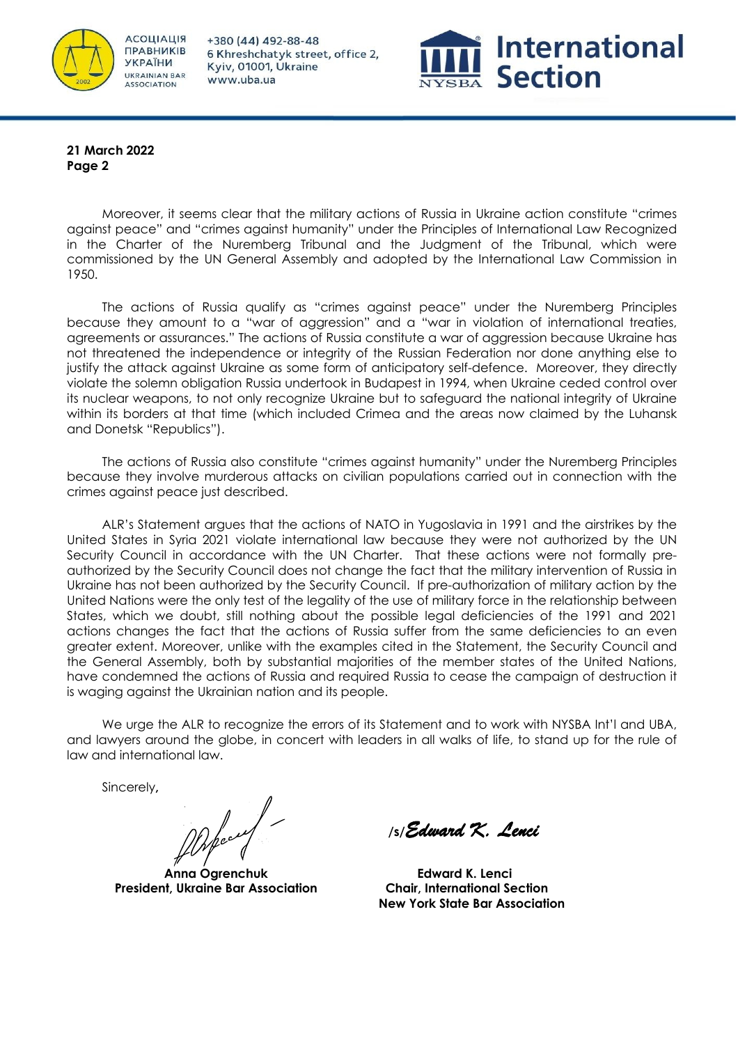Moreover, it seems clear that the military actions of Russia in Ukraine action constitute "crimes against peace" and "crimes against humanity" under the Principles of International Law Recognized in the Charter of the Nuremberg Tribunal and the Judgment of the Tribunal, which were commissioned by the UN General Assembly and adopted by the International Law Commission in 1950.

The actions of Russia qualify as "crimes against peace" under the Nuremberg Principles because they amount to a "war of aggression" and a "war in violation of international treaties, agreements or assurances." The actions of Russia constitute a war of aggression because Ukraine has not threatened the independence or integrity of the Russian Federation nor done anything else to justify the attack against Ukraine as some form of anticipatory self-defence. Moreover, they directly violate the solemn obligation Russia undertook in Budapest in 1994, when Ukraine ceded control over its nuclear weapons, to not only recognize Ukraine but to safeguard the national integrity of Ukraine within its borders at that time (which included Crimea and the areas now claimed by the Luhansk and Donetsk "Republics").

The actions of Russia also constitute "crimes against humanity" under the Nuremberg Principles because they involve murderous attacks on civilian populations carried out in connection with the crimes against peace just described.

ALR's Statement argues that the actions of NATO in Yugoslavia in 1991 and the airstrikes by the United States in Syria 2021 violate international law because they were not authorized by the UN Security Council in accordance with the UN Charter. That these actions were not formally pre-authorized by the Security Council does not change the fact that the military intervention of Russia in Ukraine has not been authorized by the Security Council. If pre-authorization of military action by the United Nations were the only test of the legality of the use of military force in the relationship between States, which we doubt, still nothing about the possible legal deficiencies of the 1991 and 2021 actions changes the fact that the actions of Russia suffer from the same deficiencies to an even greater extent. Moreover, unlike with the examples cited in the Statement, the Security Council and the General Assembly, both by substantial majorities of the member states of the United Nations, have condemned the actions of Russia and required Russia to cease the campaign of destruction it is waging against the Ukrainian nation and its people.

We urge the ALR to recognize the errors of its Statement and to work with NYSBA Int'l and UBA, and lawyers around the globe, in concert with leaders in all walks of life, to stand up for the rule of law and international law.

Sincerely,

/s/ *Edward K. Lenci*

**Anna Ogrenchuk**
**President, Ukraine Bar Association**

**Edward K. Lenci**
**Chair, International Section**
**New York State Bar Association**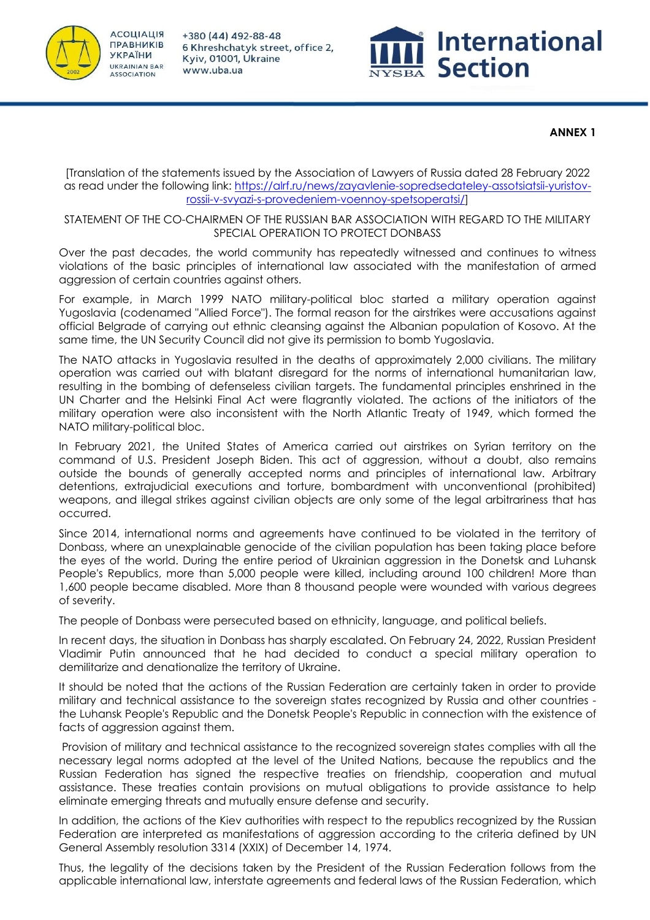**ANNEX 1**

[Translation of the statements issued by the Association of Lawyers of Russia dated 28 February 2022 as read under the following link: https://alrf.ru/news/zayavlenie-sopredsedateley-assotsiatsii-yuristov-rossii-v-svyazi-s-provedeniem-voennoy-spetsoperatsi/]

STATEMENT OF THE CO-CHAIRMEN OF THE RUSSIAN BAR ASSOCIATION WITH REGARD TO THE MILITARY SPECIAL OPERATION TO PROTECT DONBASS

Over the past decades, the world community has repeatedly witnessed and continues to witness violations of the basic principles of international law associated with the manifestation of armed aggression of certain countries against others.

For example, in March 1999 NATO military-political bloc started a military operation against Yugoslavia (codenamed "Allied Force"). The formal reason for the airstrikes were accusations against official Belgrade of carrying out ethnic cleansing against the Albanian population of Kosovo. At the same time, the UN Security Council did not give its permission to bomb Yugoslavia.

The NATO attacks in Yugoslavia resulted in the deaths of approximately 2,000 civilians. The military operation was carried out with blatant disregard for the norms of international humanitarian law, resulting in the bombing of defenseless civilian targets. The fundamental principles enshrined in the UN Charter and the Helsinki Final Act were flagrantly violated. The actions of the initiators of the military operation were also inconsistent with the North Atlantic Treaty of 1949, which formed the NATO military-political bloc.

In February 2021, the United States of America carried out airstrikes on Syrian territory on the command of U.S. President Joseph Biden. This act of aggression, without a doubt, also remains outside the bounds of generally accepted norms and principles of international law. Arbitrary detentions, extrajudicial executions and torture, bombardment with unconventional (prohibited) weapons, and illegal strikes against civilian objects are only some of the legal arbitrariness that has occurred.

Since 2014, international norms and agreements have continued to be violated in the territory of Donbass, where an unexplainable genocide of the civilian population has been taking place before the eyes of the world. During the entire period of Ukrainian aggression in the Donetsk and Luhansk People's Republics, more than 5,000 people were killed, including around 100 children! More than 1,600 people became disabled. More than 8 thousand people were wounded with various degrees of severity.

The people of Donbass were persecuted based on ethnicity, language, and political beliefs.

In recent days, the situation in Donbass has sharply escalated. On February 24, 2022, Russian President Vladimir Putin announced that he had decided to conduct a special military operation to demilitarize and denationalize the territory of Ukraine.

It should be noted that the actions of the Russian Federation are certainly taken in order to provide military and technical assistance to the sovereign states recognized by Russia and other countries - the Luhansk People's Republic and the Donetsk People's Republic in connection with the existence of facts of aggression against them.

Provision of military and technical assistance to the recognized sovereign states complies with all the necessary legal norms adopted at the level of the United Nations, because the republics and the Russian Federation has signed the respective treaties on friendship, cooperation and mutual assistance. These treaties contain provisions on mutual obligations to provide assistance to help eliminate emerging threats and mutually ensure defense and security.

In addition, the actions of the Kiev authorities with respect to the republics recognized by the Russian Federation are interpreted as manifestations of aggression according to the criteria defined by UN General Assembly resolution 3314 (XXIX) of December 14, 1974.

Thus, the legality of the decisions taken by the President of the Russian Federation follows from the applicable international law, interstate agreements and federal laws of the Russian Federation, which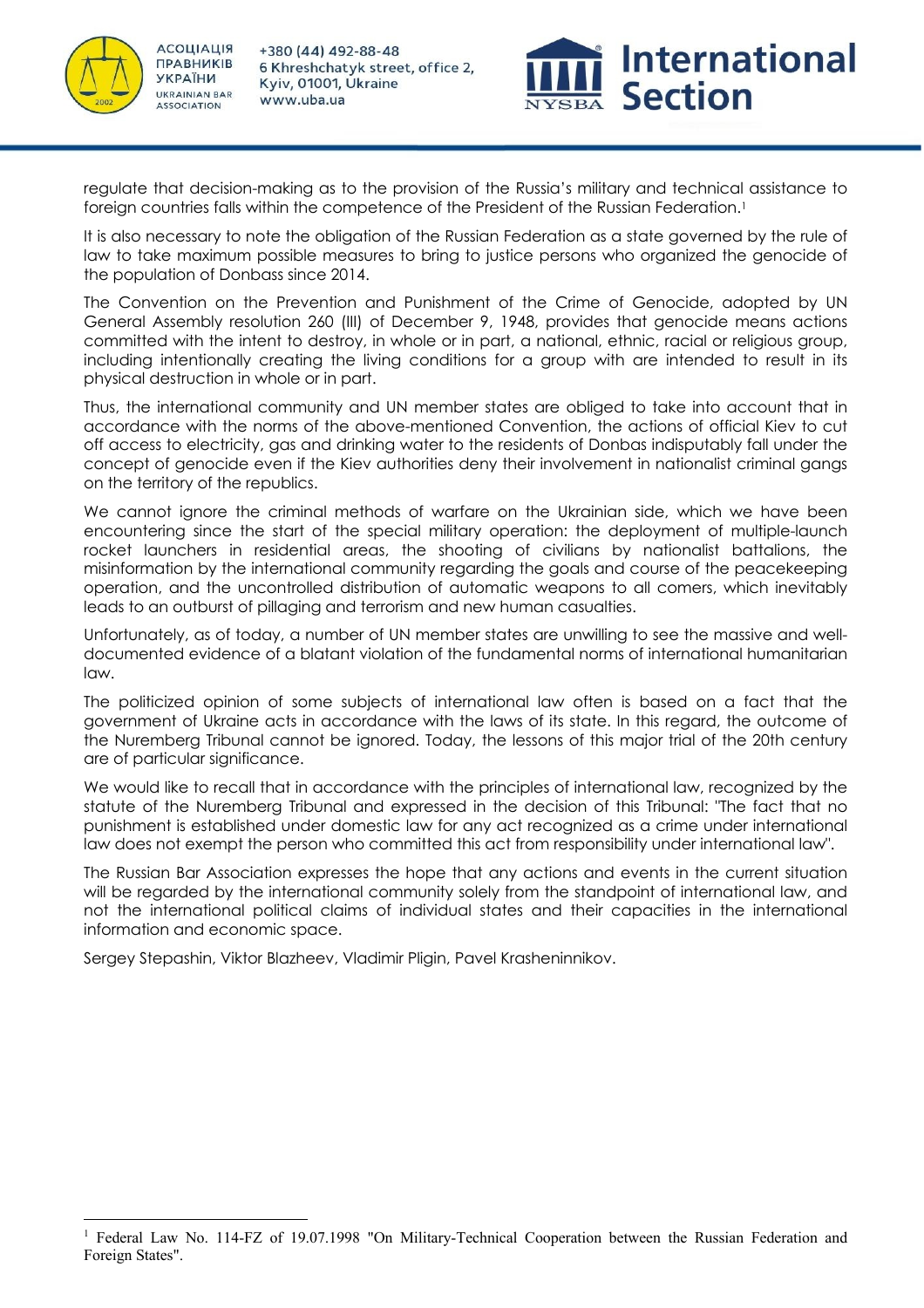regulate that decision-making as to the provision of the Russia's military and technical assistance to foreign countries falls within the competence of the President of the Russian Federation.[1]

It is also necessary to note the obligation of the Russian Federation as a state governed by the rule of law to take maximum possible measures to bring to justice persons who organized the genocide of the population of Donbass since 2014.

The Convention on the Prevention and Punishment of the Crime of Genocide, adopted by UN General Assembly resolution 260 (III) of December 9, 1948, provides that genocide means actions committed with the intent to destroy, in whole or in part, a national, ethnic, racial or religious group, including intentionally creating the living conditions for a group with are intended to result in its physical destruction in whole or in part.

Thus, the international community and UN member states are obliged to take into account that in accordance with the norms of the above-mentioned Convention, the actions of official Kiev to cut off access to electricity, gas and drinking water to the residents of Donbas indisputably fall under the concept of genocide even if the Kiev authorities deny their involvement in nationalist criminal gangs on the territory of the republics.

We cannot ignore the criminal methods of warfare on the Ukrainian side, which we have been encountering since the start of the special military operation: the deployment of multiple-launch rocket launchers in residential areas, the shooting of civilians by nationalist battalions, the misinformation by the international community regarding the goals and course of the peacekeeping operation, and the uncontrolled distribution of automatic weapons to all comers, which inevitably leads to an outburst of pillaging and terrorism and new human casualties.

Unfortunately, as of today, a number of UN member states are unwilling to see the massive and well-documented evidence of a blatant violation of the fundamental norms of international humanitarian law.

The politicized opinion of some subjects of international law often is based on a fact that the government of Ukraine acts in accordance with the laws of its state. In this regard, the outcome of the Nuremberg Tribunal cannot be ignored. Today, the lessons of this major trial of the 20th century are of particular significance.

We would like to recall that in accordance with the principles of international law, recognized by the statute of the Nuremberg Tribunal and expressed in the decision of this Tribunal: "The fact that no punishment is established under domestic law for any act recognized as a crime under international law does not exempt the person who committed this act from responsibility under international law".

The Russian Bar Association expresses the hope that any actions and events in the current situation will be regarded by the international community solely from the standpoint of international law, and not the international political claims of individual states and their capacities in the international information and economic space.

Sergey Stepashin, Viktor Blazheev, Vladimir Pligin, Pavel Krasheninnikov.

---

[1] Federal Law No. 114-FZ of 19.07.1998 "On Military-Technical Cooperation between the Russian Federation and Foreign States".